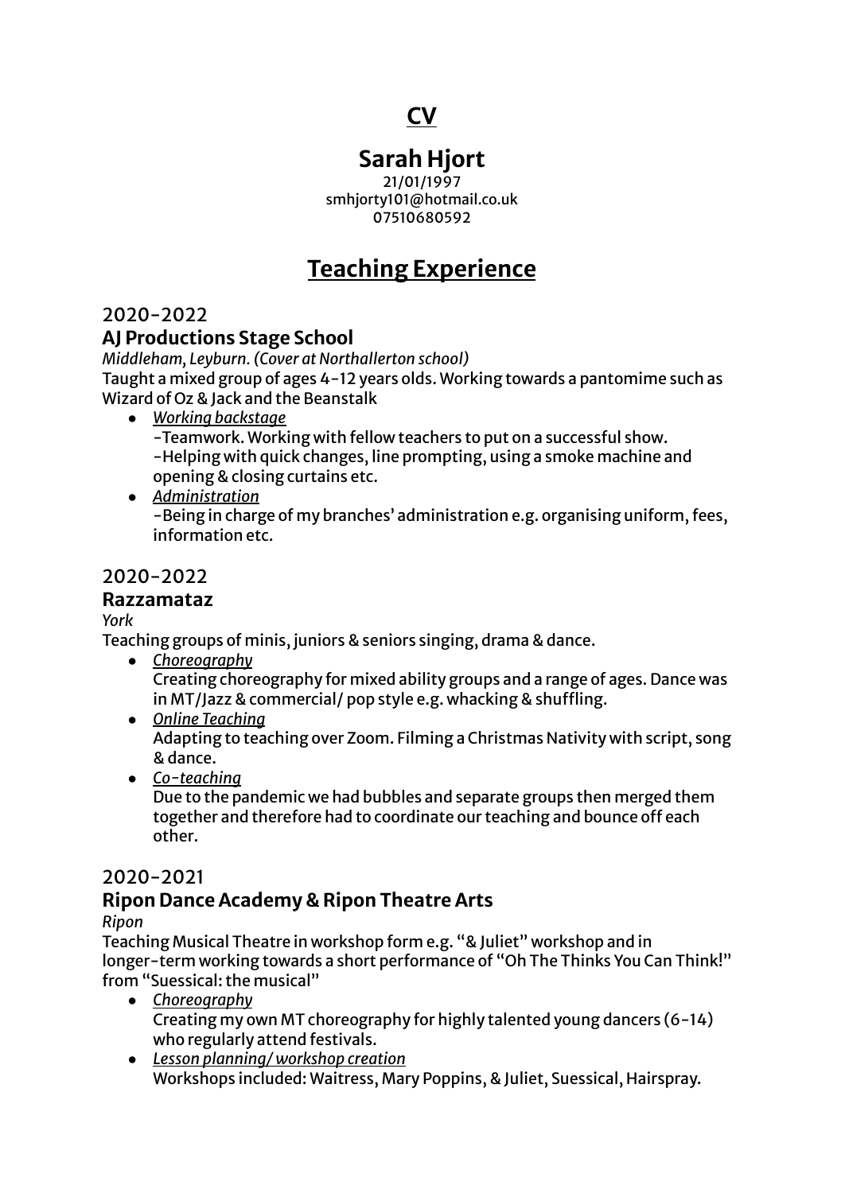# CV

## Sarah Hjort

21/01/1997
smhjorty101@hotmail.co.uk
07510680592

## Teaching Experience

2020-2022

### AJ Productions Stage School

*Middleham, Leyburn. (Cover at Northallerton school)*

Taught a mixed group of ages 4-12 years olds. Working towards a pantomime such as Wizard of Oz & Jack and the Beanstalk

- *Working backstage*
  -Teamwork. Working with fellow teachers to put on a successful show.
  -Helping with quick changes, line prompting, using a smoke machine and opening & closing curtains etc.
- *Administration*
  -Being in charge of my branches' administration e.g. organising uniform, fees, information etc.

2020-2022

### Razzamataz

*York*

Teaching groups of minis, juniors & seniors singing, drama & dance.

- *Choreography*
  Creating choreography for mixed ability groups and a range of ages. Dance was in MT/Jazz & commercial/ pop style e.g. whacking & shuffling.
- *Online Teaching*
  Adapting to teaching over Zoom. Filming a Christmas Nativity with script, song & dance.
- *Co-teaching*
  Due to the pandemic we had bubbles and separate groups then merged them together and therefore had to coordinate our teaching and bounce off each other.

2020-2021

### Ripon Dance Academy & Ripon Theatre Arts

*Ripon*

Teaching Musical Theatre in workshop form e.g. "& Juliet" workshop and in longer-term working towards a short performance of "Oh The Thinks You Can Think!" from "Suessical: the musical"

- *Choreography*
  Creating my own MT choreography for highly talented young dancers (6-14) who regularly attend festivals.
- *Lesson planning/ workshop creation*
  Workshops included: Waitress, Mary Poppins, & Juliet, Suessical, Hairspray.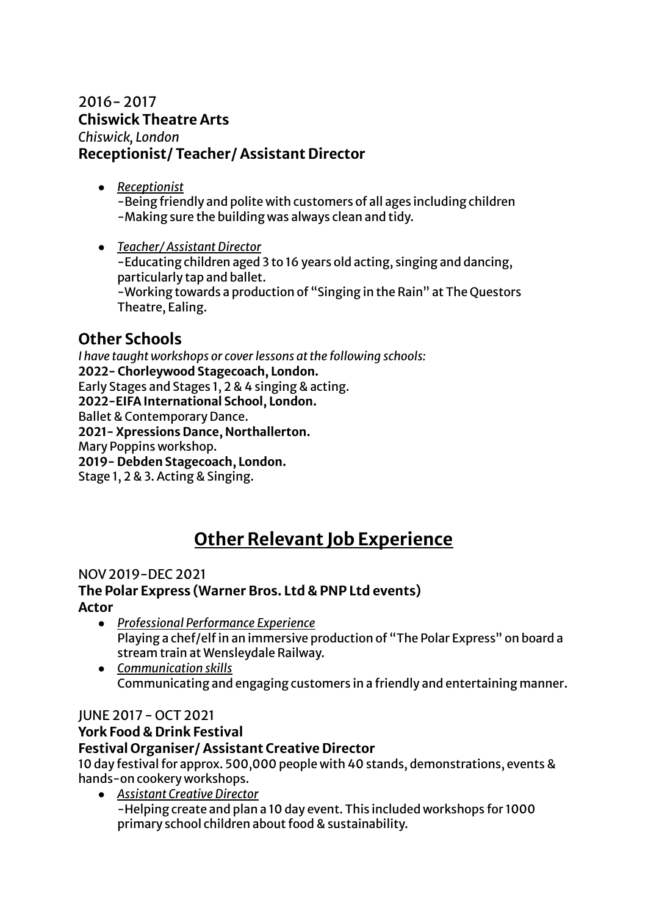2016- 2017
**Chiswick Theatre Arts**
*Chiswick, London*
**Receptionist/ Teacher/ Assistant Director**

- *Receptionist*
  -Being friendly and polite with customers of all ages including children
  -Making sure the building was always clean and tidy.

- *Teacher/ Assistant Director*
  -Educating children aged 3 to 16 years old acting, singing and dancing, particularly tap and ballet.
  -Working towards a production of "Singing in the Rain" at The Questors Theatre, Ealing.

## Other Schools

*I have taught workshops or cover lessons at the following schools:*
**2022- Chorleywood Stagecoach, London.**
Early Stages and Stages 1, 2 & 4 singing & acting.
**2022-EIFA International School, London.**
Ballet & Contemporary Dance.
**2021- Xpressions Dance, Northallerton.**
Mary Poppins workshop.
**2019- Debden Stagecoach, London.**
Stage 1, 2 & 3. Acting & Singing.

# Other Relevant Job Experience

NOV 2019-DEC 2021
**The Polar Express (Warner Bros. Ltd & PNP Ltd events)**
**Actor**

- *Professional Performance Experience*
  Playing a chef/elf in an immersive production of "The Polar Express" on board a stream train at Wensleydale Railway.
- *Communication skills*
  Communicating and engaging customers in a friendly and entertaining manner.

JUNE 2017 - OCT 2021
**York Food & Drink Festival**
**Festival Organiser/ Assistant Creative Director**
10 day festival for approx. 500,000 people with 40 stands, demonstrations, events & hands-on cookery workshops.

- *Assistant Creative Director*
  -Helping create and plan a 10 day event. This included workshops for 1000 primary school children about food & sustainability.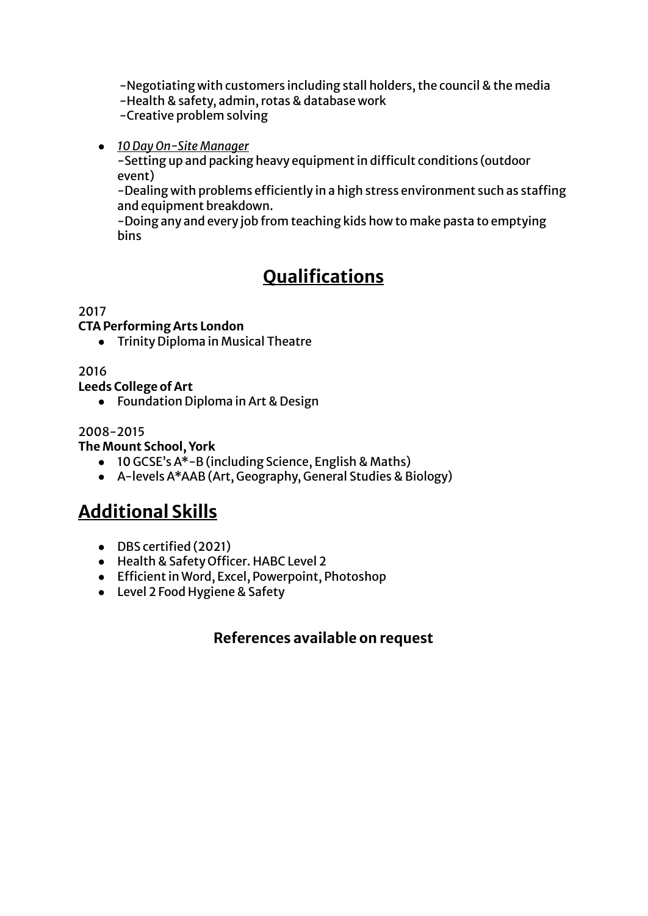-Negotiating with customers including stall holders, the council & the media
-Health & safety, admin, rotas & database work
-Creative problem solving

- *10 Day On-Site Manager*
  -Setting up and packing heavy equipment in difficult conditions (outdoor event)
  -Dealing with problems efficiently in a high stress environment such as staffing and equipment breakdown.
  -Doing any and every job from teaching kids how to make pasta to emptying bins

# Qualifications

2017
**CTA Performing Arts London**

- Trinity Diploma in Musical Theatre

2016
**Leeds College of Art**

- Foundation Diploma in Art & Design

2008-2015
**The Mount School, York**

- 10 GCSE's A*-B (including Science, English & Maths)
- A-levels A*AAB (Art, Geography, General Studies & Biology)

# Additional Skills

- DBS certified (2021)
- Health & Safety Officer. HABC Level 2
- Efficient in Word, Excel, Powerpoint, Photoshop
- Level 2 Food Hygiene & Safety

### References available on request